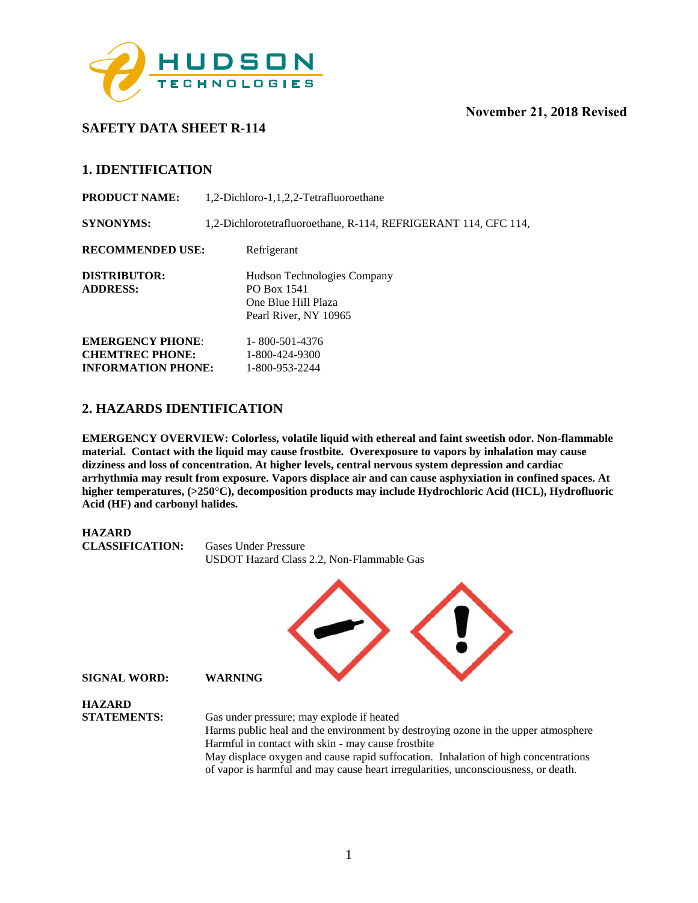November 21, 2018 Revised

# SAFETY DATA SHEET R-114

## 1. IDENTIFICATION

**PRODUCT NAME:** 1,2-Dichloro-1,1,2,2-Tetrafluoroethane

**SYNONYMS:** 1,2-Dichlorotetrafluoroethane, R-114, REFRIGERANT 114, CFC 114,

**RECOMMENDED USE:** Refrigerant

**DISTRIBUTOR:** Hudson Technologies Company
**ADDRESS:** PO Box 1541
One Blue Hill Plaza
Pearl River, NY 10965

**EMERGENCY PHONE:** 1- 800-501-4376
**CHEMTREC PHONE:** 1-800-424-9300
**INFORMATION PHONE:** 1-800-953-2244

## 2. HAZARDS IDENTIFICATION

**EMERGENCY OVERVIEW: Colorless, volatile liquid with ethereal and faint sweetish odor. Non-flammable material. Contact with the liquid may cause frostbite. Overexposure to vapors by inhalation may cause dizziness and loss of concentration. At higher levels, central nervous system depression and cardiac arrhythmia may result from exposure. Vapors displace air and can cause asphyxiation in confined spaces. At higher temperatures, (>250°C), decomposition products may include Hydrochloric Acid (HCL), Hydrofluoric Acid (HF) and carbonyl halides.**

**HAZARD CLASSIFICATION:** Gases Under Pressure
USDOT Hazard Class 2.2, Non-Flammable Gas

**SIGNAL WORD:** **WARNING**

**HAZARD STATEMENTS:** Gas under pressure; may explode if heated
Harms public heal and the environment by destroying ozone in the upper atmosphere
Harmful in contact with skin - may cause frostbite
May displace oxygen and cause rapid suffocation. Inhalation of high concentrations of vapor is harmful and may cause heart irregularities, unconsciousness, or death.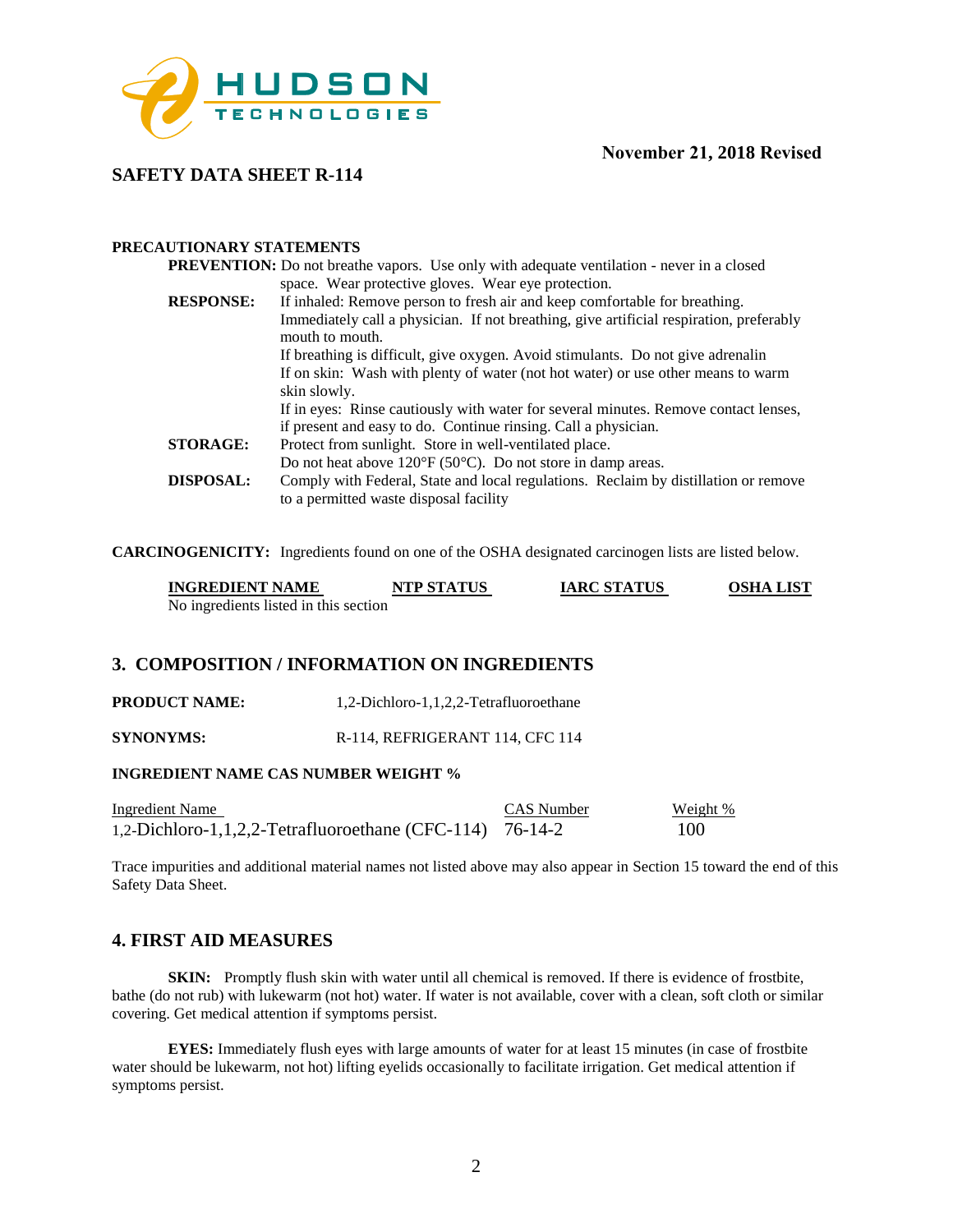**November 21, 2018 Revised**

## SAFETY DATA SHEET R-114

**PRECAUTIONARY STATEMENTS**

**PREVENTION:** Do not breathe vapors. Use only with adequate ventilation - never in a closed space. Wear protective gloves. Wear eye protection.

**RESPONSE:** If inhaled: Remove person to fresh air and keep comfortable for breathing. Immediately call a physician. If not breathing, give artificial respiration, preferably mouth to mouth.
If breathing is difficult, give oxygen. Avoid stimulants. Do not give adrenalin
If on skin: Wash with plenty of water (not hot water) or use other means to warm skin slowly.
If in eyes: Rinse cautiously with water for several minutes. Remove contact lenses, if present and easy to do. Continue rinsing. Call a physician.

**STORAGE:** Protect from sunlight. Store in well-ventilated place.
Do not heat above 120°F (50°C). Do not store in damp areas.

**DISPOSAL:** Comply with Federal, State and local regulations. Reclaim by distillation or remove to a permitted waste disposal facility

**CARCINOGENICITY:** Ingredients found on one of the OSHA designated carcinogen lists are listed below.

| INGREDIENT NAME | NTP STATUS | IARC STATUS | OSHA LIST |
|---|---|---|---|
| No ingredients listed in this section | | | |

## 3. COMPOSITION / INFORMATION ON INGREDIENTS

**PRODUCT NAME:** 1,2-Dichloro-1,1,2,2-Tetrafluoroethane

**SYNONYMS:** R-114, REFRIGERANT 114, CFC 114

**INGREDIENT NAME CAS NUMBER WEIGHT %**

| Ingredient Name | CAS Number | Weight % |
|---|---|---|
| 1,2-Dichloro-1,1,2,2-Tetrafluoroethane (CFC-114) | 76-14-2 | 100 |

Trace impurities and additional material names not listed above may also appear in Section 15 toward the end of this Safety Data Sheet.

## 4. FIRST AID MEASURES

**SKIN:** Promptly flush skin with water until all chemical is removed. If there is evidence of frostbite, bathe (do not rub) with lukewarm (not hot) water. If water is not available, cover with a clean, soft cloth or similar covering. Get medical attention if symptoms persist.

**EYES:** Immediately flush eyes with large amounts of water for at least 15 minutes (in case of frostbite water should be lukewarm, not hot) lifting eyelids occasionally to facilitate irrigation. Get medical attention if symptoms persist.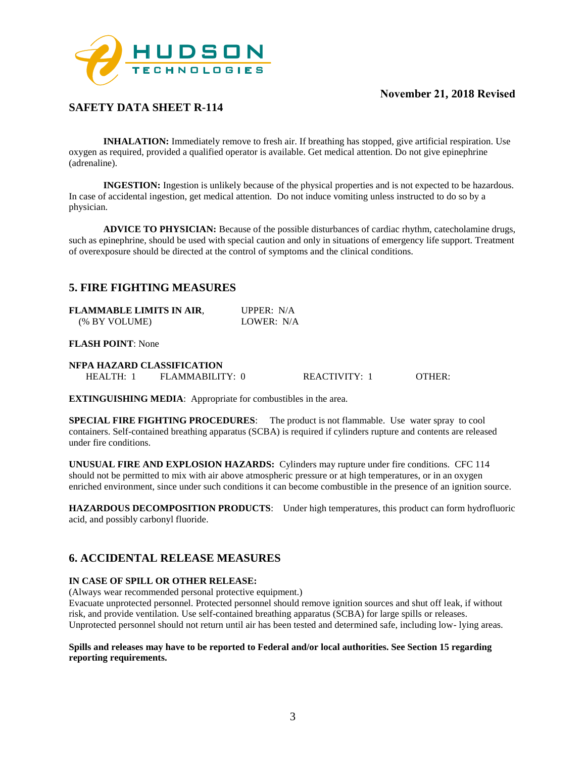**INHALATION:** Immediately remove to fresh air. If breathing has stopped, give artificial respiration. Use oxygen as required, provided a qualified operator is available. Get medical attention. Do not give epinephrine (adrenaline).

**INGESTION:** Ingestion is unlikely because of the physical properties and is not expected to be hazardous. In case of accidental ingestion, get medical attention. Do not induce vomiting unless instructed to do so by a physician.

**ADVICE TO PHYSICIAN:** Because of the possible disturbances of cardiac rhythm, catecholamine drugs, such as epinephrine, should be used with special caution and only in situations of emergency life support. Treatment of overexposure should be directed at the control of symptoms and the clinical conditions.

## 5. FIRE FIGHTING MEASURES

**FLAMMABLE LIMITS IN AIR**, (% BY VOLUME) UPPER: N/A LOWER: N/A

**FLASH POINT**: None

**NFPA HAZARD CLASSIFICATION**

HEALTH: 1 FLAMMABILITY: 0 REACTIVITY: 1 OTHER:

**EXTINGUISHING MEDIA**: Appropriate for combustibles in the area.

**SPECIAL FIRE FIGHTING PROCEDURES**: The product is not flammable. Use water spray to cool containers. Self-contained breathing apparatus (SCBA) is required if cylinders rupture and contents are released under fire conditions.

**UNUSUAL FIRE AND EXPLOSION HAZARDS:** Cylinders may rupture under fire conditions. CFC 114 should not be permitted to mix with air above atmospheric pressure or at high temperatures, or in an oxygen enriched environment, since under such conditions it can become combustible in the presence of an ignition source.

**HAZARDOUS DECOMPOSITION PRODUCTS**: Under high temperatures, this product can form hydrofluoric acid, and possibly carbonyl fluoride.

## 6. ACCIDENTAL RELEASE MEASURES

**IN CASE OF SPILL OR OTHER RELEASE:**

(Always wear recommended personal protective equipment.)

Evacuate unprotected personnel. Protected personnel should remove ignition sources and shut off leak, if without risk, and provide ventilation. Use self-contained breathing apparatus (SCBA) for large spills or releases. Unprotected personnel should not return until air has been tested and determined safe, including low- lying areas.

**Spills and releases may have to be reported to Federal and/or local authorities. See Section 15 regarding reporting requirements.**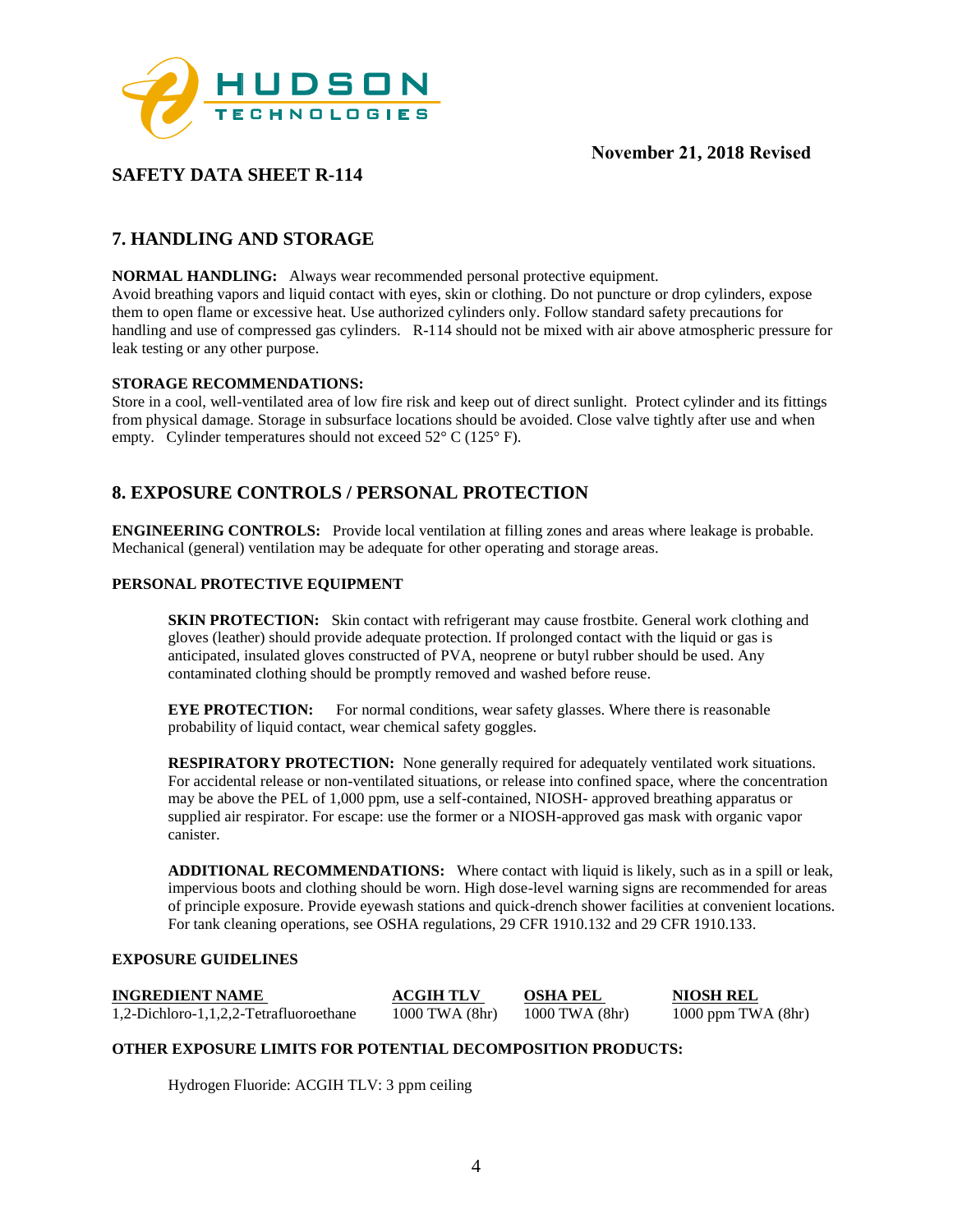**November 21, 2018 Revised**

## SAFETY DATA SHEET R-114

## 7. HANDLING AND STORAGE

**NORMAL HANDLING:** Always wear recommended personal protective equipment.
Avoid breathing vapors and liquid contact with eyes, skin or clothing. Do not puncture or drop cylinders, expose them to open flame or excessive heat. Use authorized cylinders only. Follow standard safety precautions for handling and use of compressed gas cylinders. R-114 should not be mixed with air above atmospheric pressure for leak testing or any other purpose.

**STORAGE RECOMMENDATIONS:**
Store in a cool, well-ventilated area of low fire risk and keep out of direct sunlight. Protect cylinder and its fittings from physical damage. Storage in subsurface locations should be avoided. Close valve tightly after use and when empty. Cylinder temperatures should not exceed 52° C (125° F).

## 8. EXPOSURE CONTROLS / PERSONAL PROTECTION

**ENGINEERING CONTROLS:** Provide local ventilation at filling zones and areas where leakage is probable. Mechanical (general) ventilation may be adequate for other operating and storage areas.

**PERSONAL PROTECTIVE EQUIPMENT**

**SKIN PROTECTION:** Skin contact with refrigerant may cause frostbite. General work clothing and gloves (leather) should provide adequate protection. If prolonged contact with the liquid or gas is anticipated, insulated gloves constructed of PVA, neoprene or butyl rubber should be used. Any contaminated clothing should be promptly removed and washed before reuse.

**EYE PROTECTION:** For normal conditions, wear safety glasses. Where there is reasonable probability of liquid contact, wear chemical safety goggles.

**RESPIRATORY PROTECTION:** None generally required for adequately ventilated work situations. For accidental release or non-ventilated situations, or release into confined space, where the concentration may be above the PEL of 1,000 ppm, use a self-contained, NIOSH- approved breathing apparatus or supplied air respirator. For escape: use the former or a NIOSH-approved gas mask with organic vapor canister.

**ADDITIONAL RECOMMENDATIONS:** Where contact with liquid is likely, such as in a spill or leak, impervious boots and clothing should be worn. High dose-level warning signs are recommended for areas of principle exposure. Provide eyewash stations and quick-drench shower facilities at convenient locations. For tank cleaning operations, see OSHA regulations, 29 CFR 1910.132 and 29 CFR 1910.133.

**EXPOSURE GUIDELINES**

| INGREDIENT NAME | ACGIH TLV | OSHA PEL | NIOSH REL |
|---|---|---|---|
| 1,2-Dichloro-1,1,2,2-Tetrafluoroethane | 1000 TWA (8hr) | 1000 TWA (8hr) | 1000 ppm TWA (8hr) |

**OTHER EXPOSURE LIMITS FOR POTENTIAL DECOMPOSITION PRODUCTS:**

Hydrogen Fluoride: ACGIH TLV: 3 ppm ceiling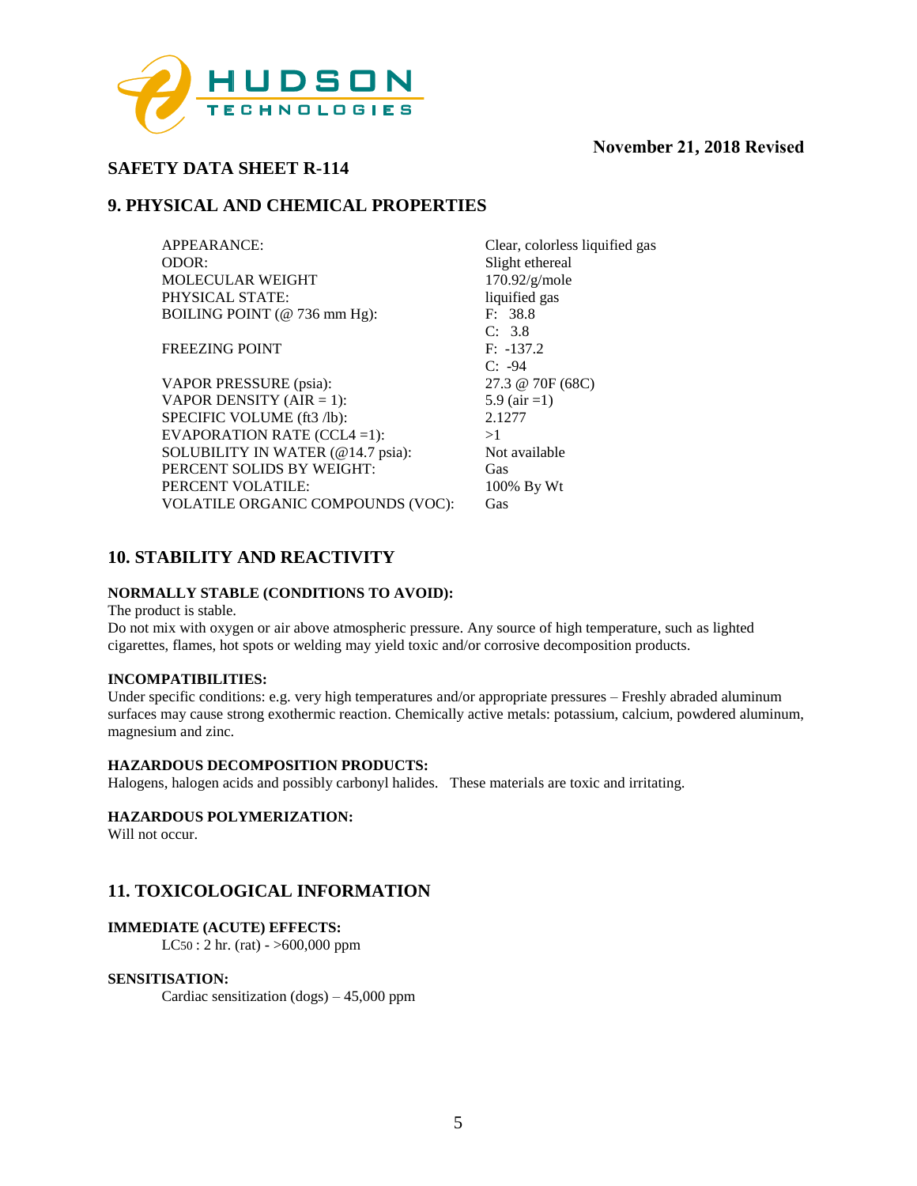November 21, 2018 Revised

## SAFETY DATA SHEET R-114

## 9. PHYSICAL AND CHEMICAL PROPERTIES

| | |
|---|---|
| APPEARANCE: | Clear, colorless liquified gas |
| ODOR: | Slight ethereal |
| MOLECULAR WEIGHT | 170.92/g/mole |
| PHYSICAL STATE: | liquified gas |
| BOILING POINT (@ 736 mm Hg): | F: 38.8<br>C: 3.8 |
| FREEZING POINT | F: -137.2<br>C: -94 |
| VAPOR PRESSURE (psia): | 27.3 @ 70F (68C) |
| VAPOR DENSITY (AIR = 1): | 5.9 (air =1) |
| SPECIFIC VOLUME (ft3 /lb): | 2.1277 |
| EVAPORATION RATE (CCL4 =1): | >1 |
| SOLUBILITY IN WATER (@14.7 psia): | Not available |
| PERCENT SOLIDS BY WEIGHT: | Gas |
| PERCENT VOLATILE: | 100% By Wt |
| VOLATILE ORGANIC COMPOUNDS (VOC): | Gas |

## 10. STABILITY AND REACTIVITY

**NORMALLY STABLE (CONDITIONS TO AVOID):**

The product is stable.
Do not mix with oxygen or air above atmospheric pressure. Any source of high temperature, such as lighted cigarettes, flames, hot spots or welding may yield toxic and/or corrosive decomposition products.

**INCOMPATIBILITIES:**

Under specific conditions: e.g. very high temperatures and/or appropriate pressures – Freshly abraded aluminum surfaces may cause strong exothermic reaction. Chemically active metals: potassium, calcium, powdered aluminum, magnesium and zinc.

**HAZARDOUS DECOMPOSITION PRODUCTS:**

Halogens, halogen acids and possibly carbonyl halides. These materials are toxic and irritating.

**HAZARDOUS POLYMERIZATION:**

Will not occur.

## 11. TOXICOLOGICAL INFORMATION

**IMMEDIATE (ACUTE) EFFECTS:**

$LC_{50}$ : 2 hr. (rat) - >600,000 ppm

**SENSITISATION:**

Cardiac sensitization (dogs) – 45,000 ppm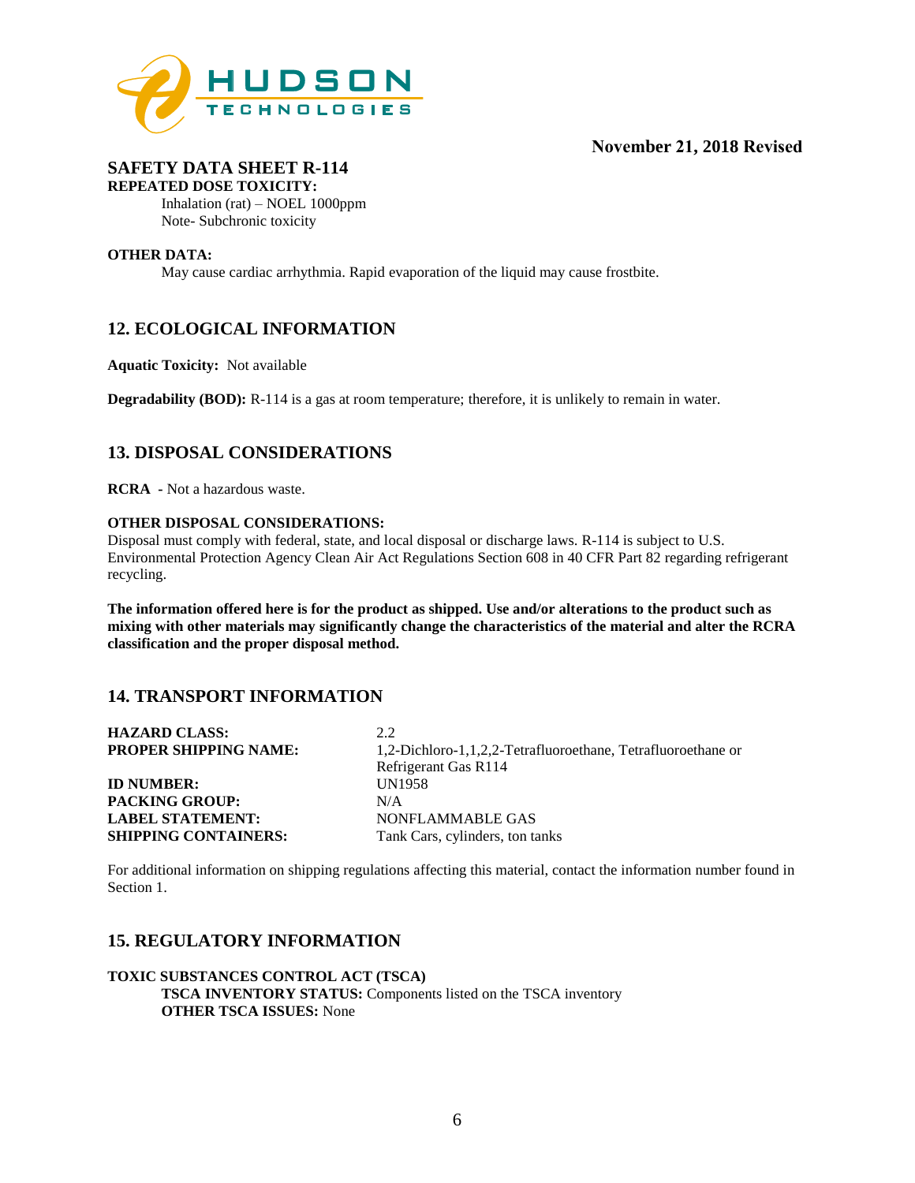**REPEATED DOSE TOXICITY:**

Inhalation (rat) – NOEL 1000ppm
Note- Subchronic toxicity

**OTHER DATA:**

May cause cardiac arrhythmia. Rapid evaporation of the liquid may cause frostbite.

## 12. ECOLOGICAL INFORMATION

**Aquatic Toxicity:** Not available

**Degradability (BOD):** R-114 is a gas at room temperature; therefore, it is unlikely to remain in water.

## 13. DISPOSAL CONSIDERATIONS

**RCRA -** Not a hazardous waste.

**OTHER DISPOSAL CONSIDERATIONS:**

Disposal must comply with federal, state, and local disposal or discharge laws. R-114 is subject to U.S. Environmental Protection Agency Clean Air Act Regulations Section 608 in 40 CFR Part 82 regarding refrigerant recycling.

**The information offered here is for the product as shipped. Use and/or alterations to the product such as mixing with other materials may significantly change the characteristics of the material and alter the RCRA classification and the proper disposal method.**

## 14. TRANSPORT INFORMATION

| | |
|---|---|
| **HAZARD CLASS:** | 2.2 |
| **PROPER SHIPPING NAME:** | 1,2-Dichloro-1,1,2,2-Tetrafluoroethane, Tetrafluoroethane or Refrigerant Gas R114 |
| **ID NUMBER:** | UN1958 |
| **PACKING GROUP:** | N/A |
| **LABEL STATEMENT:** | NONFLAMMABLE GAS |
| **SHIPPING CONTAINERS:** | Tank Cars, cylinders, ton tanks |

For additional information on shipping regulations affecting this material, contact the information number found in Section 1.

## 15. REGULATORY INFORMATION

**TOXIC SUBSTANCES CONTROL ACT (TSCA)**

**TSCA INVENTORY STATUS:** Components listed on the TSCA inventory
**OTHER TSCA ISSUES:** None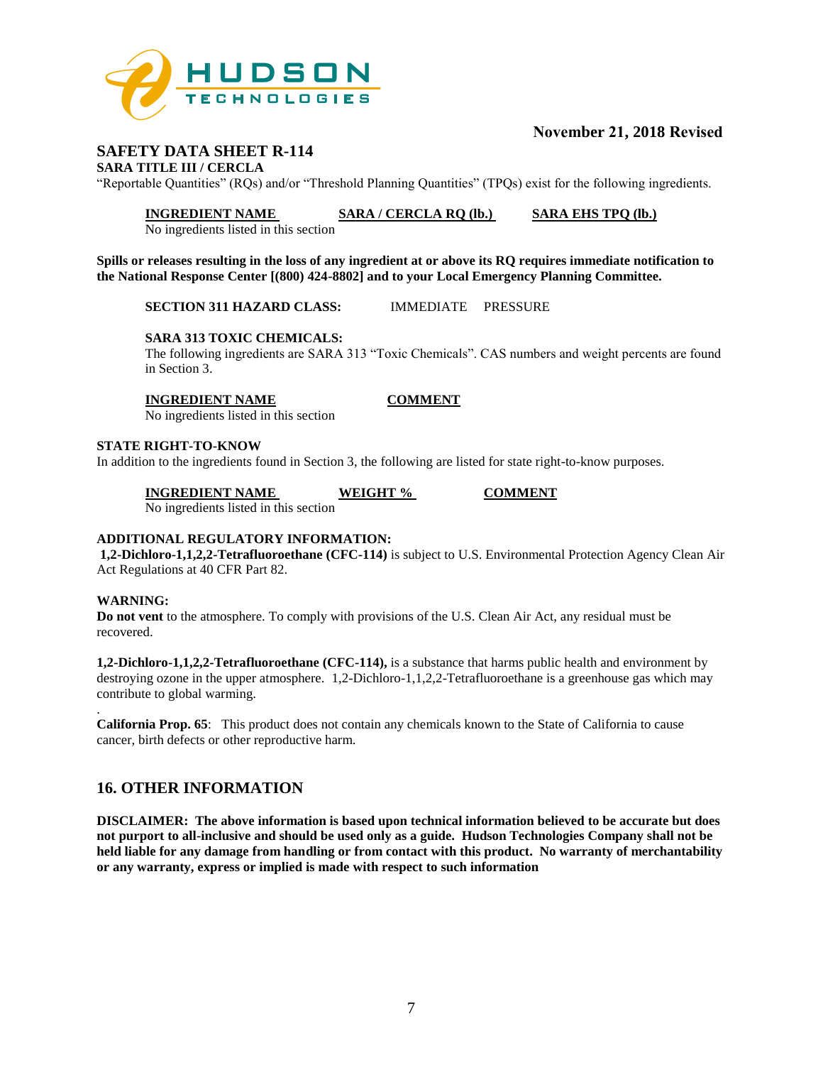November 21, 2018 Revised

## SAFETY DATA SHEET R-114

**SARA TITLE III / CERCLA**

"Reportable Quantities" (RQs) and/or "Threshold Planning Quantities" (TPQs) exist for the following ingredients.

| INGREDIENT NAME | SARA / CERCLA RQ (lb.) | SARA EHS TPQ (lb.) |
|---|---|---|
| No ingredients listed in this section | | |

**Spills or releases resulting in the loss of any ingredient at or above its RQ requires immediate notification to the National Response Center [(800) 424-8802] and to your Local Emergency Planning Committee.**

**SECTION 311 HAZARD CLASS:** IMMEDIATE PRESSURE

**SARA 313 TOXIC CHEMICALS:**

The following ingredients are SARA 313 "Toxic Chemicals". CAS numbers and weight percents are found in Section 3.

| INGREDIENT NAME | COMMENT |
|---|---|
| No ingredients listed in this section | |

**STATE RIGHT-TO-KNOW**

In addition to the ingredients found in Section 3, the following are listed for state right-to-know purposes.

| INGREDIENT NAME | WEIGHT % | COMMENT |
|---|---|---|
| No ingredients listed in this section | | |

**ADDITIONAL REGULATORY INFORMATION:**

**1,2-Dichloro-1,1,2,2-Tetrafluoroethane (CFC-114)** is subject to U.S. Environmental Protection Agency Clean Air Act Regulations at 40 CFR Part 82.

**WARNING:**

**Do not vent** to the atmosphere. To comply with provisions of the U.S. Clean Air Act, any residual must be recovered.

**1,2-Dichloro-1,1,2,2-Tetrafluoroethane (CFC-114),** is a substance that harms public health and environment by destroying ozone in the upper atmosphere. 1,2-Dichloro-1,1,2,2-Tetrafluoroethane is a greenhouse gas which may contribute to global warming.

**California Prop. 65**: This product does not contain any chemicals known to the State of California to cause cancer, birth defects or other reproductive harm.

## 16. OTHER INFORMATION

**DISCLAIMER: The above information is based upon technical information believed to be accurate but does not purport to all-inclusive and should be used only as a guide. Hudson Technologies Company shall not be held liable for any damage from handling or from contact with this product. No warranty of merchantability or any warranty, express or implied is made with respect to such information**